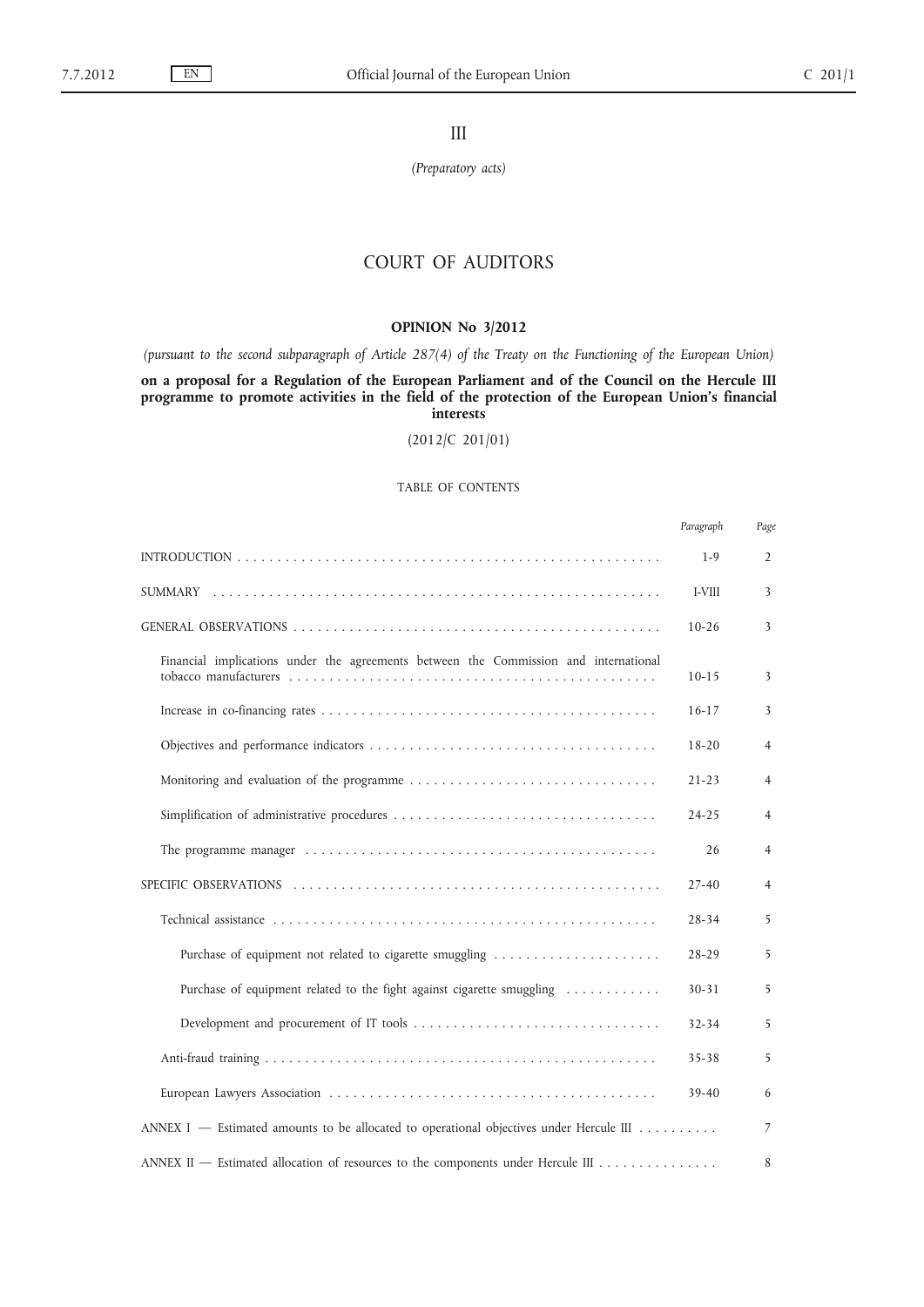III

*(Preparatory acts)*

# COURT OF AUDITORS

## OPINION No 3/2012

*(pursuant to the second subparagraph of Article 287(4) of the Treaty on the Functioning of the European Union)*

**on a proposal for a Regulation of the European Parliament and of the Council on the Hercule III programme to promote activities in the field of the protection of the European Union's financial interests**

(2012/C 201/01)

TABLE OF CONTENTS

| | *Paragraph* | *Page* |
|---|---|---|
| INTRODUCTION | 1-9 | 2 |
| SUMMARY | I-VIII | 3 |
| GENERAL OBSERVATIONS | 10-26 | 3 |
| Financial implications under the agreements between the Commission and international tobacco manufacturers | 10-15 | 3 |
| Increase in co-financing rates | 16-17 | 3 |
| Objectives and performance indicators | 18-20 | 4 |
| Monitoring and evaluation of the programme | 21-23 | 4 |
| Simplification of administrative procedures | 24-25 | 4 |
| The programme manager | 26 | 4 |
| SPECIFIC OBSERVATIONS | 27-40 | 4 |
| Technical assistance | 28-34 | 5 |
| Purchase of equipment not related to cigarette smuggling | 28-29 | 5 |
| Purchase of equipment related to the fight against cigarette smuggling | 30-31 | 5 |
| Development and procurement of IT tools | 32-34 | 5 |
| Anti-fraud training | 35-38 | 5 |
| European Lawyers Association | 39-40 | 6 |
| ANNEX I — Estimated amounts to be allocated to operational objectives under Hercule III | | 7 |
| ANNEX II — Estimated allocation of resources to the components under Hercule III | | 8 |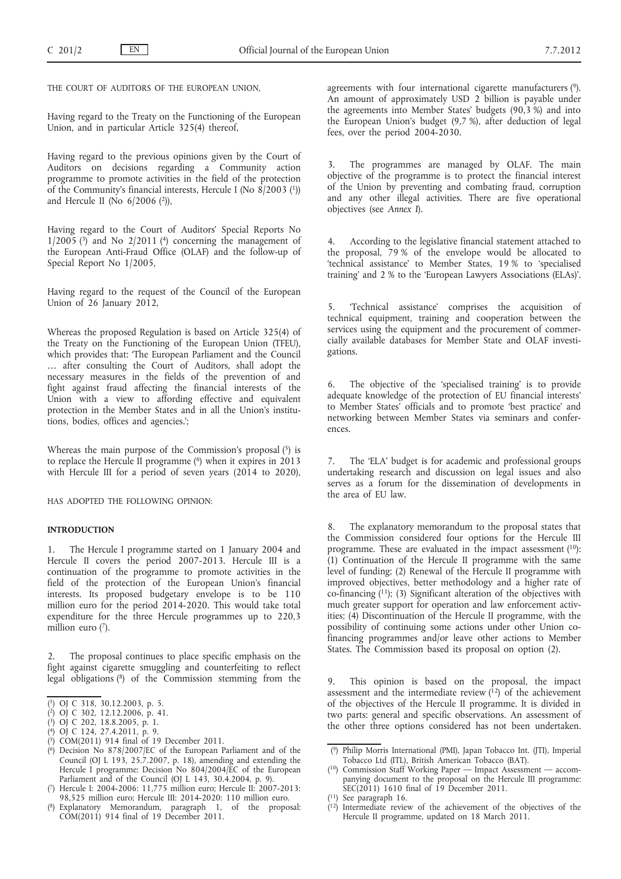THE COURT OF AUDITORS OF THE EUROPEAN UNION,

Having regard to the Treaty on the Functioning of the European Union, and in particular Article 325(4) thereof,

Having regard to the previous opinions given by the Court of Auditors on decisions regarding a Community action programme to promote activities in the field of the protection of the Community's financial interests, Hercule I (No 8/2003 [1]) and Hercule II (No 6/2006 [2]),

Having regard to the Court of Auditors' Special Reports No 1/2005 [3] and No 2/2011 [4] concerning the management of the European Anti-Fraud Office (OLAF) and the follow-up of Special Report No 1/2005,

Having regard to the request of the Council of the European Union of 26 January 2012,

Whereas the proposed Regulation is based on Article 325(4) of the Treaty on the Functioning of the European Union (TFEU), which provides that: 'The European Parliament and the Council … after consulting the Court of Auditors, shall adopt the necessary measures in the fields of the prevention of and fight against fraud affecting the financial interests of the Union with a view to affording effective and equivalent protection in the Member States and in all the Union's institutions, bodies, offices and agencies.';

Whereas the main purpose of the Commission's proposal [5] is to replace the Hercule II programme [6] when it expires in 2013 with Hercule III for a period of seven years (2014 to 2020),

HAS ADOPTED THE FOLLOWING OPINION:

## INTRODUCTION

1. The Hercule I programme started on 1 January 2004 and Hercule II covers the period 2007-2013. Hercule III is a continuation of the programme to promote activities in the field of the protection of the European Union's financial interests. Its proposed budgetary envelope is to be 110 million euro for the period 2014-2020. This would take total expenditure for the three Hercule programmes up to 220,3 million euro [7].

2. The proposal continues to place specific emphasis on the fight against cigarette smuggling and counterfeiting to reflect legal obligations [8] of the Commission stemming from the agreements with four international cigarette manufacturers [9]. An amount of approximately USD 2 billion is payable under the agreements into Member States' budgets (90,3 %) and into the European Union's budget (9,7 %), after deduction of legal fees, over the period 2004-2030.

3. The programmes are managed by OLAF. The main objective of the programme is to protect the financial interest of the Union by preventing and combating fraud, corruption and any other illegal activities. There are five operational objectives (see *Annex I*).

4. According to the legislative financial statement attached to the proposal, 79 % of the envelope would be allocated to 'technical assistance' to Member States, 19 % to 'specialised training' and 2 % to the 'European Lawyers Associations (ELAs)'.

5. 'Technical assistance' comprises the acquisition of technical equipment, training and cooperation between the services using the equipment and the procurement of commercially available databases for Member State and OLAF investigations.

6. The objective of the 'specialised training' is to provide adequate knowledge of the protection of EU financial interests' to Member States' officials and to promote 'best practice' and networking between Member States via seminars and conferences.

7. The 'ELA' budget is for academic and professional groups undertaking research and discussion on legal issues and also serves as a forum for the dissemination of developments in the area of EU law.

8. The explanatory memorandum to the proposal states that the Commission considered four options for the Hercule III programme. These are evaluated in the impact assessment [10]: (1) Continuation of the Hercule II programme with the same level of funding; (2) Renewal of the Hercule II programme with improved objectives, better methodology and a higher rate of co-financing [11]; (3) Significant alteration of the objectives with much greater support for operation and law enforcement activities; (4) Discontinuation of the Hercule II programme, with the possibility of continuing some actions under other Union co-financing programmes and/or leave other actions to Member States. The Commission based its proposal on option (2).

9. This opinion is based on the proposal, the impact assessment and the intermediate review [12] of the achievement of the objectives of the Hercule II programme. It is divided in two parts: general and specific observations. An assessment of the other three options considered has not been undertaken.

---

[1] OJ C 318, 30.12.2003, p. 5.

[2] OJ C 302, 12.12.2006, p. 41.

[3] OJ C 202, 18.8.2005, p. 1.

[4] OJ C 124, 27.4.2011, p. 9.

[5] COM(2011) 914 final of 19 December 2011.

[6] Decision No 878/2007/EC of the European Parliament and of the Council (OJ L 193, 25.7.2007, p. 18), amending and extending the Hercule I programme: Decision No 804/2004/EC of the European Parliament and of the Council (OJ L 143, 30.4.2004, p. 9).

[7] Hercule I: 2004-2006: 11,775 million euro; Hercule II: 2007-2013: 98,525 million euro; Hercule III: 2014-2020: 110 million euro.

[8] Explanatory Memorandum, paragraph 1, of the proposal: COM(2011) 914 final of 19 December 2011.

[9] Philip Morris International (PMI), Japan Tobacco Int. (JTI), Imperial Tobacco Ltd (ITL), British American Tobacco (BAT).

[10] Commission Staff Working Paper — Impact Assessment — accompanying document to the proposal on the Hercule III programme: SEC(2011) 1610 final of 19 December 2011.

[11] See paragraph 16.

[12] Intermediate review of the achievement of the objectives of the Hercule II programme, updated on 18 March 2011.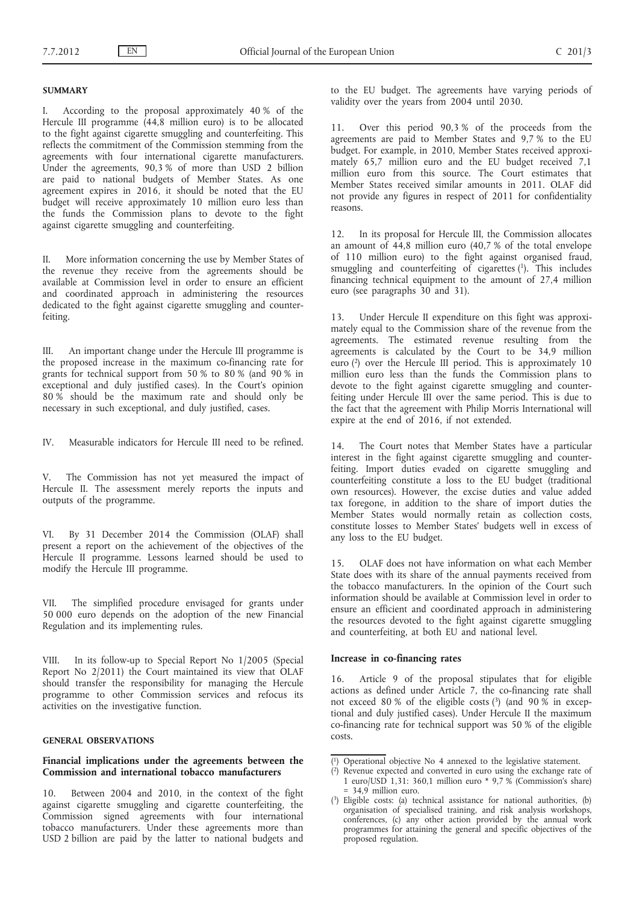## SUMMARY

I. According to the proposal approximately 40 % of the Hercule III programme (44,8 million euro) is to be allocated to the fight against cigarette smuggling and counterfeiting. This reflects the commitment of the Commission stemming from the agreements with four international cigarette manufacturers. Under the agreements, 90,3 % of more than USD 2 billion are paid to national budgets of Member States. As one agreement expires in 2016, it should be noted that the EU budget will receive approximately 10 million euro less than the funds the Commission plans to devote to the fight against cigarette smuggling and counterfeiting.

II. More information concerning the use by Member States of the revenue they receive from the agreements should be available at Commission level in order to ensure an efficient and coordinated approach in administering the resources dedicated to the fight against cigarette smuggling and counterfeiting.

III. An important change under the Hercule III programme is the proposed increase in the maximum co-financing rate for grants for technical support from 50 % to 80 % (and 90 % in exceptional and duly justified cases). In the Court's opinion 80 % should be the maximum rate and should only be necessary in such exceptional, and duly justified, cases.

IV. Measurable indicators for Hercule III need to be refined.

V. The Commission has not yet measured the impact of Hercule II. The assessment merely reports the inputs and outputs of the programme.

VI. By 31 December 2014 the Commission (OLAF) shall present a report on the achievement of the objectives of the Hercule II programme. Lessons learned should be used to modify the Hercule III programme.

VII. The simplified procedure envisaged for grants under 50 000 euro depends on the adoption of the new Financial Regulation and its implementing rules.

VIII. In its follow-up to Special Report No 1/2005 (Special Report No 2/2011) the Court maintained its view that OLAF should transfer the responsibility for managing the Hercule programme to other Commission services and refocus its activities on the investigative function.

## GENERAL OBSERVATIONS

### Financial implications under the agreements between the Commission and international tobacco manufacturers

10. Between 2004 and 2010, in the context of the fight against cigarette smuggling and cigarette counterfeiting, the Commission signed agreements with four international tobacco manufacturers. Under these agreements more than USD 2 billion are paid by the latter to national budgets and to the EU budget. The agreements have varying periods of validity over the years from 2004 until 2030.

11. Over this period 90,3 % of the proceeds from the agreements are paid to Member States and 9,7 % to the EU budget. For example, in 2010, Member States received approximately 65,7 million euro and the EU budget received 7,1 million euro from this source. The Court estimates that Member States received similar amounts in 2011. OLAF did not provide any figures in respect of 2011 for confidentiality reasons.

12. In its proposal for Hercule III, the Commission allocates an amount of 44,8 million euro (40,7 % of the total envelope of 110 million euro) to the fight against organised fraud, smuggling and counterfeiting of cigarettes [1]. This includes financing technical equipment to the amount of 27,4 million euro (see paragraphs 30 and 31).

13. Under Hercule II expenditure on this fight was approximately equal to the Commission share of the revenue from the agreements. The estimated revenue resulting from the agreements is calculated by the Court to be 34,9 million euro [2] over the Hercule III period. This is approximately 10 million euro less than the funds the Commission plans to devote to the fight against cigarette smuggling and counterfeiting under Hercule III over the same period. This is due to the fact that the agreement with Philip Morris International will expire at the end of 2016, if not extended.

14. The Court notes that Member States have a particular interest in the fight against cigarette smuggling and counterfeiting. Import duties evaded on cigarette smuggling and counterfeiting constitute a loss to the EU budget (traditional own resources). However, the excise duties and value added tax foregone, in addition to the share of import duties the Member States would normally retain as collection costs, constitute losses to Member States' budgets well in excess of any loss to the EU budget.

15. OLAF does not have information on what each Member State does with its share of the annual payments received from the tobacco manufacturers. In the opinion of the Court such information should be available at Commission level in order to ensure an efficient and coordinated approach in administering the resources devoted to the fight against cigarette smuggling and counterfeiting, at both EU and national level.

### Increase in co-financing rates

16. Article 9 of the proposal stipulates that for eligible actions as defined under Article 7, the co-financing rate shall not exceed 80 % of the eligible costs [3] (and 90 % in exceptional and duly justified cases). Under Hercule II the maximum co-financing rate for technical support was 50 % of the eligible costs.

---

[1] Operational objective No 4 annexed to the legislative statement.

[2] Revenue expected and converted in euro using the exchange rate of 1 euro/USD 1,31: 360,1 million euro * 9,7 % (Commission's share) = 34,9 million euro.

[3] Eligible costs: (a) technical assistance for national authorities, (b) organisation of specialised training, and risk analysis workshops, conferences, (c) any other action provided by the annual work programmes for attaining the general and specific objectives of the proposed regulation.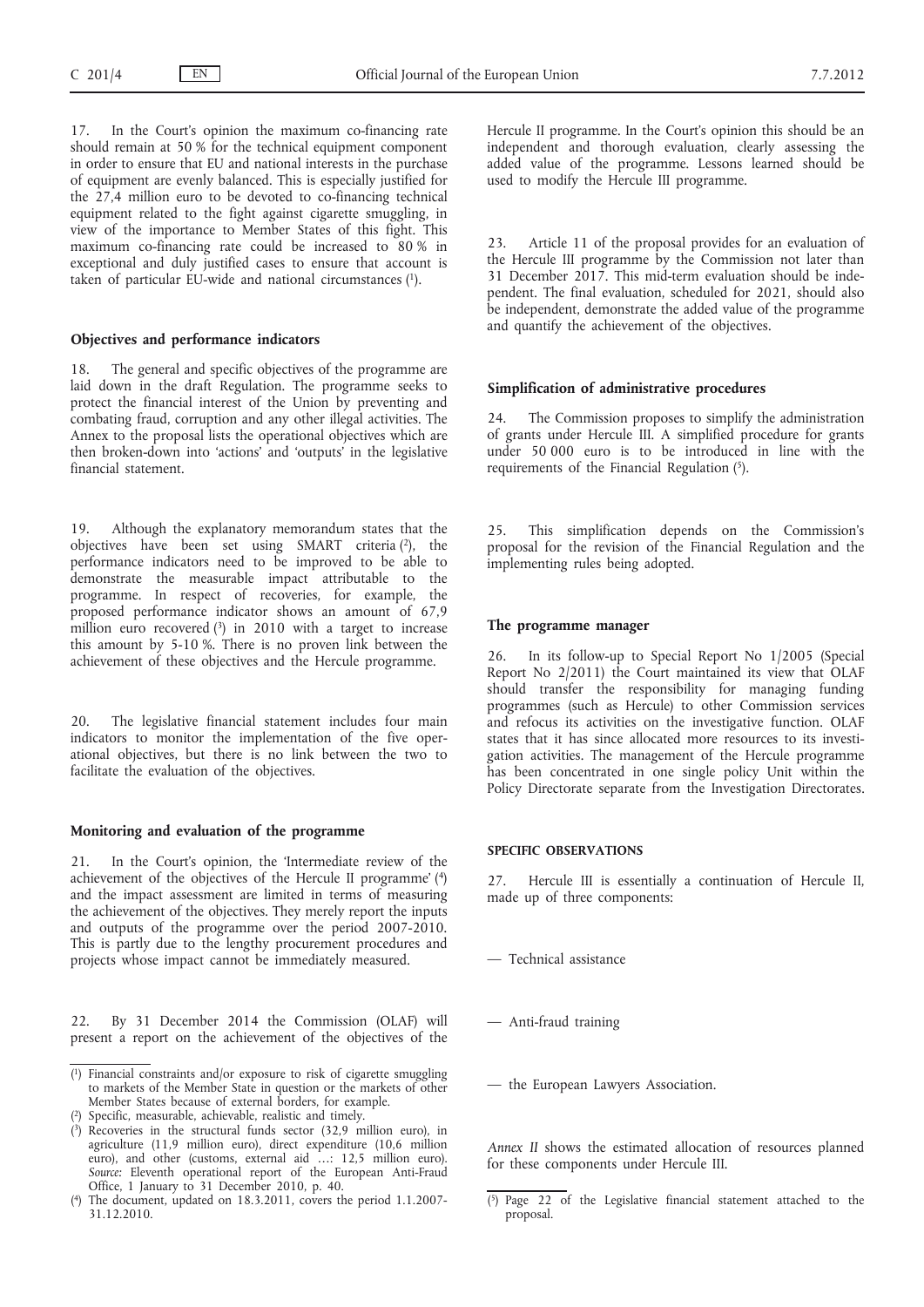17. In the Court's opinion the maximum co-financing rate should remain at 50 % for the technical equipment component in order to ensure that EU and national interests in the purchase of equipment are evenly balanced. This is especially justified for the 27,4 million euro to be devoted to co-financing technical equipment related to the fight against cigarette smuggling, in view of the importance to Member States of this fight. This maximum co-financing rate could be increased to 80 % in exceptional and duly justified cases to ensure that account is taken of particular EU-wide and national circumstances [1].

### Objectives and performance indicators

18. The general and specific objectives of the programme are laid down in the draft Regulation. The programme seeks to protect the financial interest of the Union by preventing and combating fraud, corruption and any other illegal activities. The Annex to the proposal lists the operational objectives which are then broken-down into 'actions' and 'outputs' in the legislative financial statement.

19. Although the explanatory memorandum states that the objectives have been set using SMART criteria [2], the performance indicators need to be improved to be able to demonstrate the measurable impact attributable to the programme. In respect of recoveries, for example, the proposed performance indicator shows an amount of 67,9 million euro recovered [3] in 2010 with a target to increase this amount by 5-10 %. There is no proven link between the achievement of these objectives and the Hercule programme.

20. The legislative financial statement includes four main indicators to monitor the implementation of the five operational objectives, but there is no link between the two to facilitate the evaluation of the objectives.

### Monitoring and evaluation of the programme

21. In the Court's opinion, the 'Intermediate review of the achievement of the objectives of the Hercule II programme' [4] and the impact assessment are limited in terms of measuring the achievement of the objectives. They merely report the inputs and outputs of the programme over the period 2007-2010. This is partly due to the lengthy procurement procedures and projects whose impact cannot be immediately measured.

22. By 31 December 2014 the Commission (OLAF) will present a report on the achievement of the objectives of the Hercule II programme. In the Court's opinion this should be an independent and thorough evaluation, clearly assessing the added value of the programme. Lessons learned should be used to modify the Hercule III programme.

23. Article 11 of the proposal provides for an evaluation of the Hercule III programme by the Commission not later than 31 December 2017. This mid-term evaluation should be independent. The final evaluation, scheduled for 2021, should also be independent, demonstrate the added value of the programme and quantify the achievement of the objectives.

### Simplification of administrative procedures

24. The Commission proposes to simplify the administration of grants under Hercule III. A simplified procedure for grants under 50 000 euro is to be introduced in line with the requirements of the Financial Regulation [5].

25. This simplification depends on the Commission's proposal for the revision of the Financial Regulation and the implementing rules being adopted.

### The programme manager

26. In its follow-up to Special Report No 1/2005 (Special Report No 2/2011) the Court maintained its view that OLAF should transfer the responsibility for managing funding programmes (such as Hercule) to other Commission services and refocus its activities on the investigative function. OLAF states that it has since allocated more resources to its investigation activities. The management of the Hercule programme has been concentrated in one single policy Unit within the Policy Directorate separate from the Investigation Directorates.

## SPECIFIC OBSERVATIONS

27. Hercule III is essentially a continuation of Hercule II, made up of three components:

— Technical assistance

— Anti-fraud training

— the European Lawyers Association.

*Annex II* shows the estimated allocation of resources planned for these components under Hercule III.

---

[1] Financial constraints and/or exposure to risk of cigarette smuggling to markets of the Member State in question or the markets of other Member States because of external borders, for example.

[2] Specific, measurable, achievable, realistic and timely.

[3] Recoveries in the structural funds sector (32,9 million euro), in agriculture (11,9 million euro), direct expenditure (10,6 million euro), and other (customs, external aid …: 12,5 million euro). *Source:* Eleventh operational report of the European Anti-Fraud Office, 1 January to 31 December 2010, p. 40.

[4] The document, updated on 18.3.2011, covers the period 1.1.2007-31.12.2010.

[5] Page 22 of the Legislative financial statement attached to the proposal.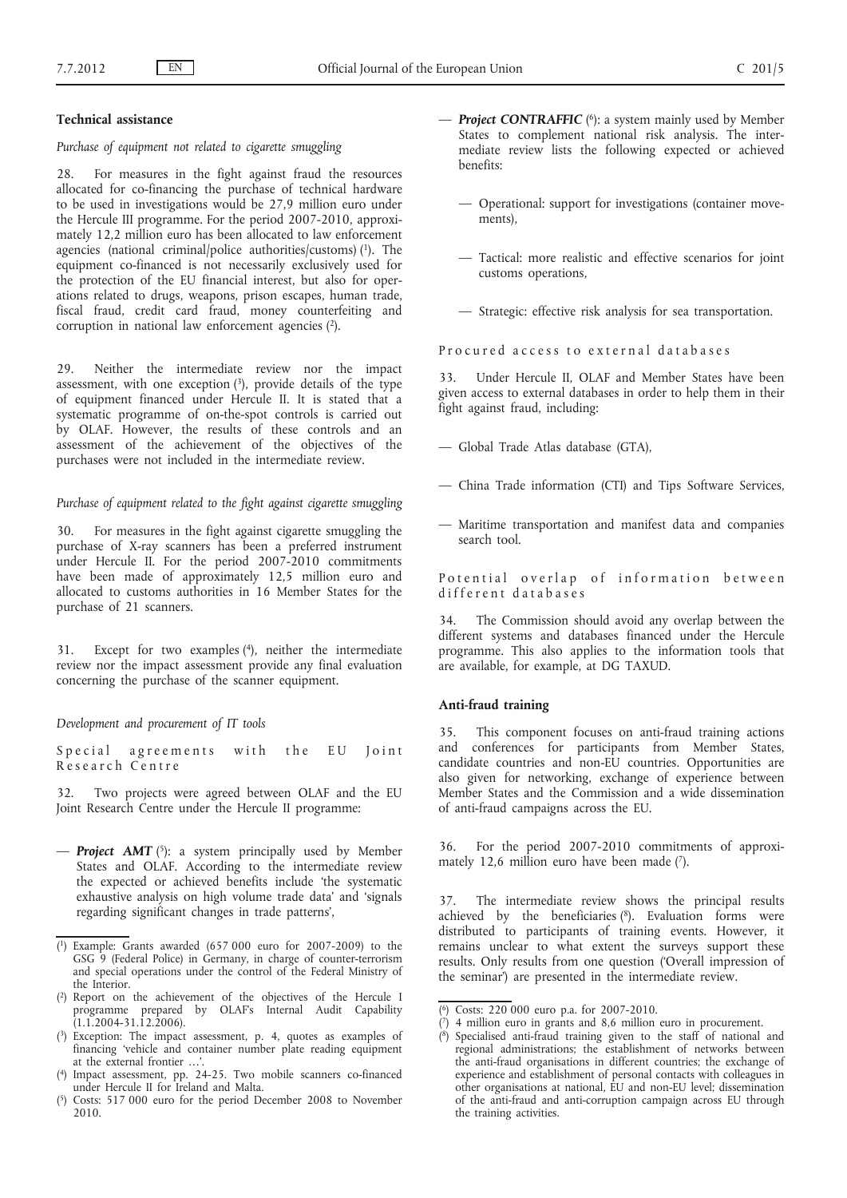### Technical assistance

*Purchase of equipment not related to cigarette smuggling*

28. For measures in the fight against fraud the resources allocated for co-financing the purchase of technical hardware to be used in investigations would be 27,9 million euro under the Hercule III programme. For the period 2007-2010, approximately 12,2 million euro has been allocated to law enforcement agencies (national criminal/police authorities/customs) [1]. The equipment co-financed is not necessarily exclusively used for the protection of the EU financial interest, but also for operations related to drugs, weapons, prison escapes, human trade, fiscal fraud, credit card fraud, money counterfeiting and corruption in national law enforcement agencies [2].

29. Neither the intermediate review nor the impact assessment, with one exception [3], provide details of the type of equipment financed under Hercule II. It is stated that a systematic programme of on-the-spot controls is carried out by OLAF. However, the results of these controls and an assessment of the achievement of the objectives of the purchases were not included in the intermediate review.

*Purchase of equipment related to the fight against cigarette smuggling*

30. For measures in the fight against cigarette smuggling the purchase of X-ray scanners has been a preferred instrument under Hercule II. For the period 2007-2010 commitments have been made of approximately 12,5 million euro and allocated to customs authorities in 16 Member States for the purchase of 21 scanners.

31. Except for two examples [4], neither the intermediate review nor the impact assessment provide any final evaluation concerning the purchase of the scanner equipment.

*Development and procurement of IT tools*

Special agreements with the EU Joint Research Centre

32. Two projects were agreed between OLAF and the EU Joint Research Centre under the Hercule II programme:

— ***Project AMT*** [5]: a system principally used by Member States and OLAF. According to the intermediate review the expected or achieved benefits include 'the systematic exhaustive analysis on high volume trade data' and 'signals regarding significant changes in trade patterns',

— ***Project CONTRAFFIC*** [6]: a system mainly used by Member States to complement national risk analysis. The intermediate review lists the following expected or achieved benefits:

  — Operational: support for investigations (container movements),

  — Tactical: more realistic and effective scenarios for joint customs operations,

  — Strategic: effective risk analysis for sea transportation.

Procured access to external databases

33. Under Hercule II, OLAF and Member States have been given access to external databases in order to help them in their fight against fraud, including:

— Global Trade Atlas database (GTA),

— China Trade information (CTI) and Tips Software Services,

— Maritime transportation and manifest data and companies search tool.

Potential overlap of information between different databases

34. The Commission should avoid any overlap between the different systems and databases financed under the Hercule programme. This also applies to the information tools that are available, for example, at DG TAXUD.

### Anti-fraud training

35. This component focuses on anti-fraud training actions and conferences for participants from Member States, candidate countries and non-EU countries. Opportunities are also given for networking, exchange of experience between Member States and the Commission and a wide dissemination of anti-fraud campaigns across the EU.

36. For the period 2007-2010 commitments of approximately 12,6 million euro have been made [7].

37. The intermediate review shows the principal results achieved by the beneficiaries [8]. Evaluation forms were distributed to participants of training events. However, it remains unclear to what extent the surveys support these results. Only results from one question ('Overall impression of the seminar') are presented in the intermediate review.

---

[1] Example: Grants awarded (657 000 euro for 2007-2009) to the GSG 9 (Federal Police) in Germany, in charge of counter-terrorism and special operations under the control of the Federal Ministry of the Interior.

[2] Report on the achievement of the objectives of the Hercule I programme prepared by OLAF's Internal Audit Capability (1.1.2004-31.12.2006).

[3] Exception: The impact assessment, p. 4, quotes as examples of financing 'vehicle and container number plate reading equipment at the external frontier …'.

[4] Impact assessment, pp. 24-25. Two mobile scanners co-financed under Hercule II for Ireland and Malta.

[5] Costs: 517 000 euro for the period December 2008 to November 2010.

[6] Costs: 220 000 euro p.a. for 2007-2010.

[7] 4 million euro in grants and 8,6 million euro in procurement.

[8] Specialised anti-fraud training given to the staff of national and regional administrations; the establishment of networks between the anti-fraud organisations in different countries; the exchange of experience and establishment of personal contacts with colleagues in other organisations at national, EU and non-EU level; dissemination of the anti-fraud and anti-corruption campaign across EU through the training activities.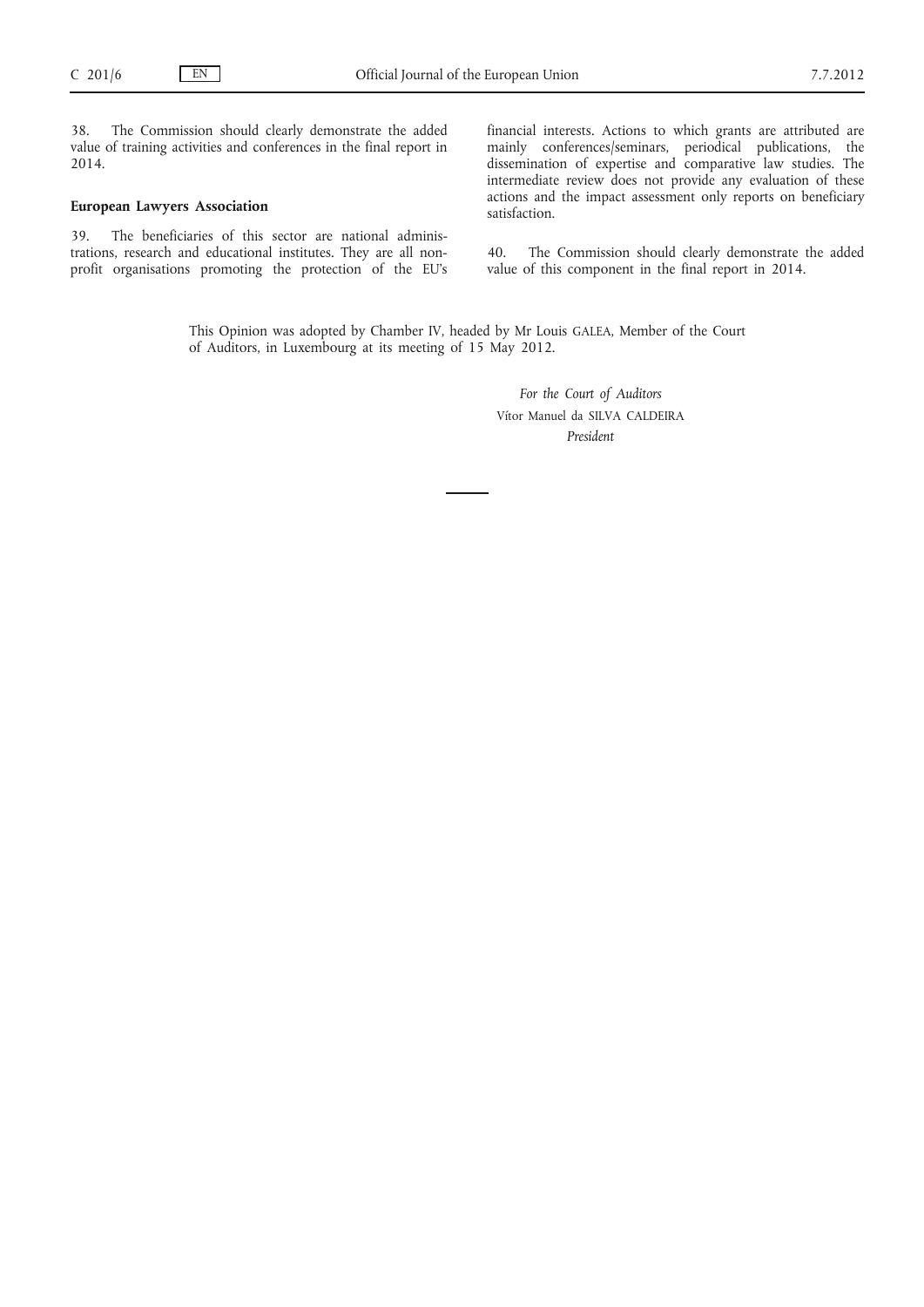38. The Commission should clearly demonstrate the added value of training activities and conferences in the final report in 2014.

**European Lawyers Association**

39. The beneficiaries of this sector are national administrations, research and educational institutes. They are all non-profit organisations promoting the protection of the EU's financial interests. Actions to which grants are attributed are mainly conferences/seminars, periodical publications, the dissemination of expertise and comparative law studies. The intermediate review does not provide any evaluation of these actions and the impact assessment only reports on beneficiary satisfaction.

40. The Commission should clearly demonstrate the added value of this component in the final report in 2014.

This Opinion was adopted by Chamber IV, headed by Mr Louis GALEA, Member of the Court of Auditors, in Luxembourg at its meeting of 15 May 2012.

*For the Court of Auditors*

Vítor Manuel da SILVA CALDEIRA

*President*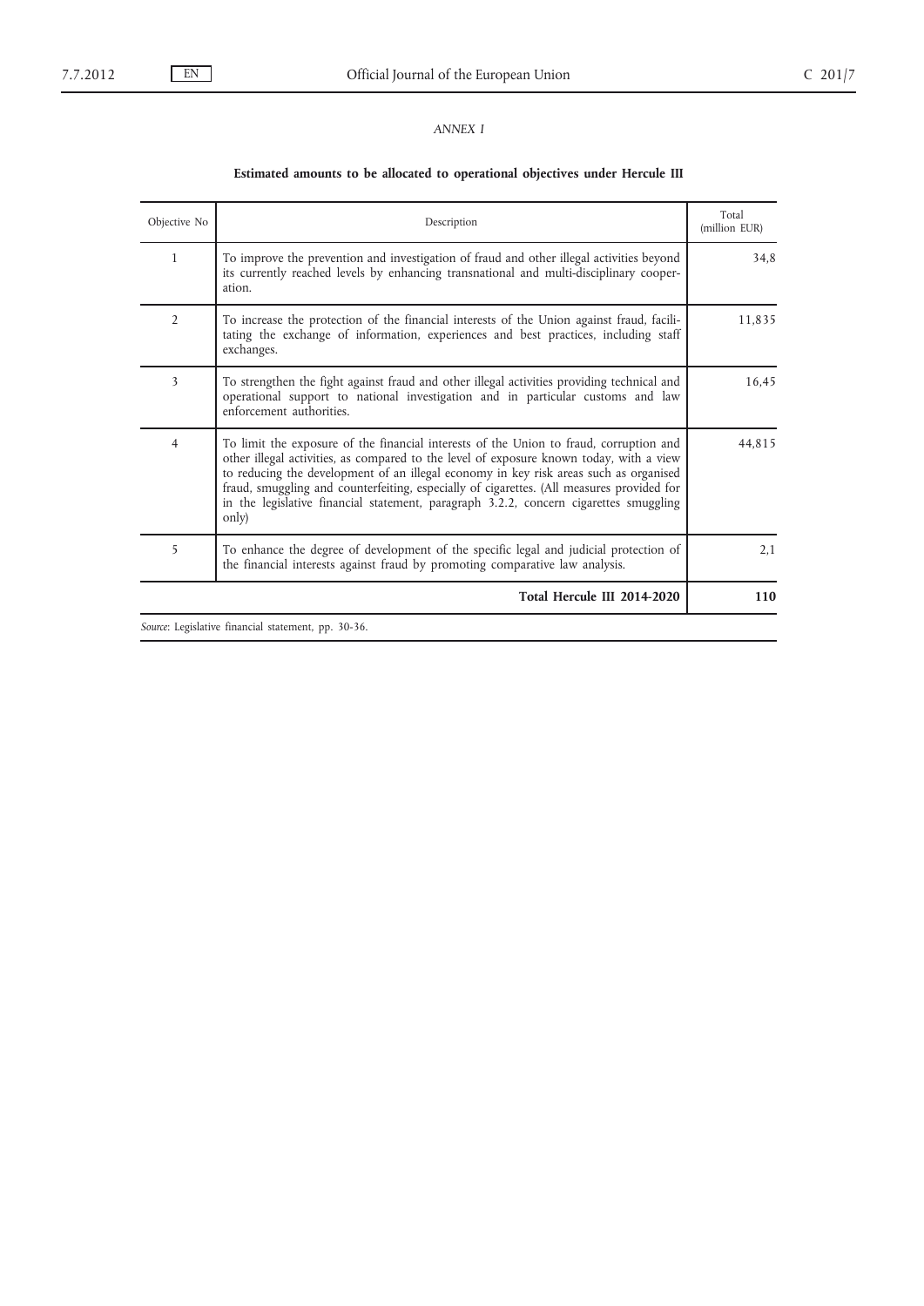*ANNEX I*

**Estimated amounts to be allocated to operational objectives under Hercule III**

| Objective No | Description | Total (million EUR) |
|---|---|---|
| 1 | To improve the prevention and investigation of fraud and other illegal activities beyond its currently reached levels by enhancing transnational and multi-disciplinary cooperation. | 34,8 |
| 2 | To increase the protection of the financial interests of the Union against fraud, facilitating the exchange of information, experiences and best practices, including staff exchanges. | 11,835 |
| 3 | To strengthen the fight against fraud and other illegal activities providing technical and operational support to national investigation and in particular customs and law enforcement authorities. | 16,45 |
| 4 | To limit the exposure of the financial interests of the Union to fraud, corruption and other illegal activities, as compared to the level of exposure known today, with a view to reducing the development of an illegal economy in key risk areas such as organised fraud, smuggling and counterfeiting, especially of cigarettes. (All measures provided for in the legislative financial statement, paragraph 3.2.2, concern cigarettes smuggling only) | 44,815 |
| 5 | To enhance the degree of development of the specific legal and judicial protection of the financial interests against fraud by promoting comparative law analysis. | 2,1 |
| | **Total Hercule III 2014-2020** | **110** |

*Source*: Legislative financial statement, pp. 30-36.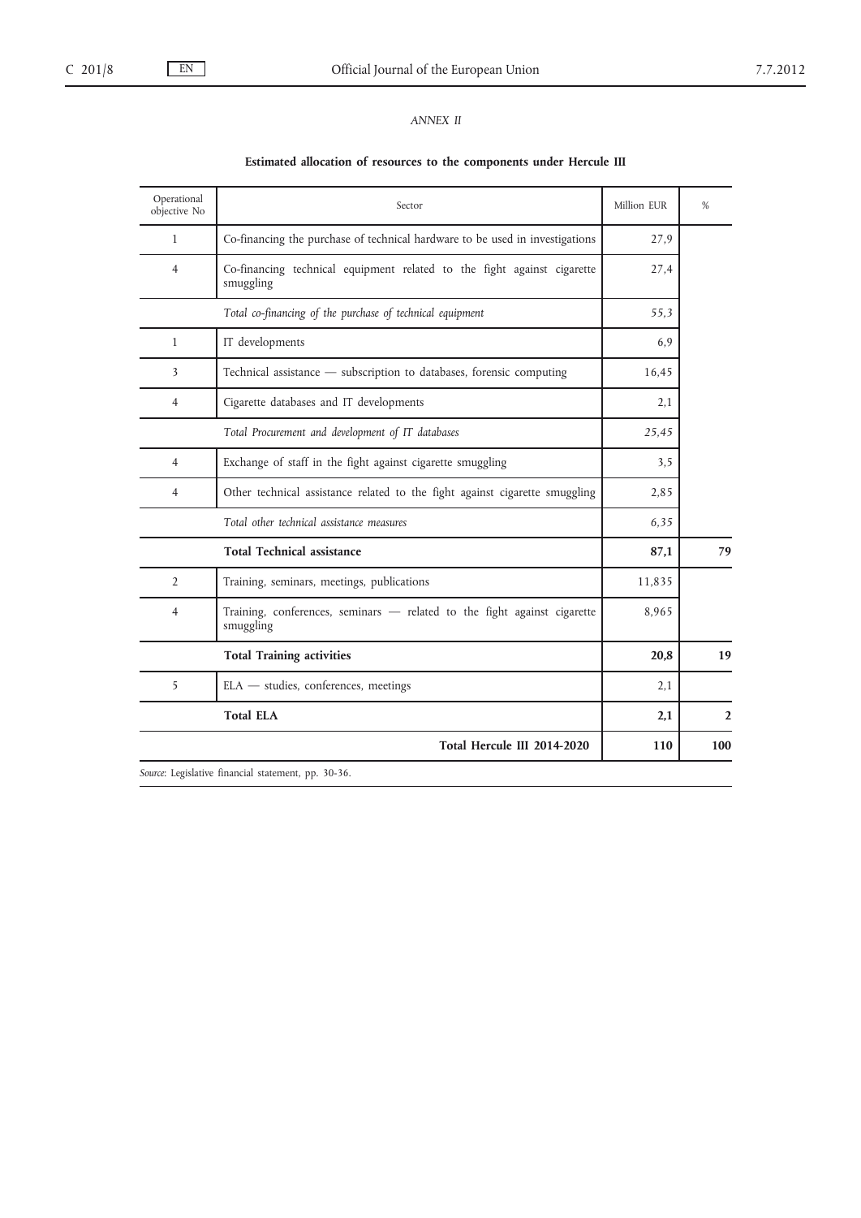*ANNEX II*

**Estimated allocation of resources to the components under Hercule III**

| Operational objective No | Sector | Million EUR | % |
|---|---|---|---|
| 1 | Co-financing the purchase of technical hardware to be used in investigations | 27,9 | |
| 4 | Co-financing technical equipment related to the fight against cigarette smuggling | 27,4 | |
| | *Total co-financing of the purchase of technical equipment* | 55,3 | |
| 1 | IT developments | 6,9 | |
| 3 | Technical assistance — subscription to databases, forensic computing | 16,45 | |
| 4 | Cigarette databases and IT developments | 2,1 | |
| | *Total Procurement and development of IT databases* | 25,45 | |
| 4 | Exchange of staff in the fight against cigarette smuggling | 3,5 | |
| 4 | Other technical assistance related to the fight against cigarette smuggling | 2,85 | |
| | *Total other technical assistance measures* | 6,35 | |
| | **Total Technical assistance** | **87,1** | **79** |
| 2 | Training, seminars, meetings, publications | 11,835 | |
| 4 | Training, conferences, seminars — related to the fight against cigarette smuggling | 8,965 | |
| | **Total Training activities** | **20,8** | **19** |
| 5 | ELA — studies, conferences, meetings | 2,1 | |
| | **Total ELA** | **2,1** | **2** |
| | **Total Hercule III 2014-2020** | **110** | **100** |

*Source*: Legislative financial statement, pp. 30-36.